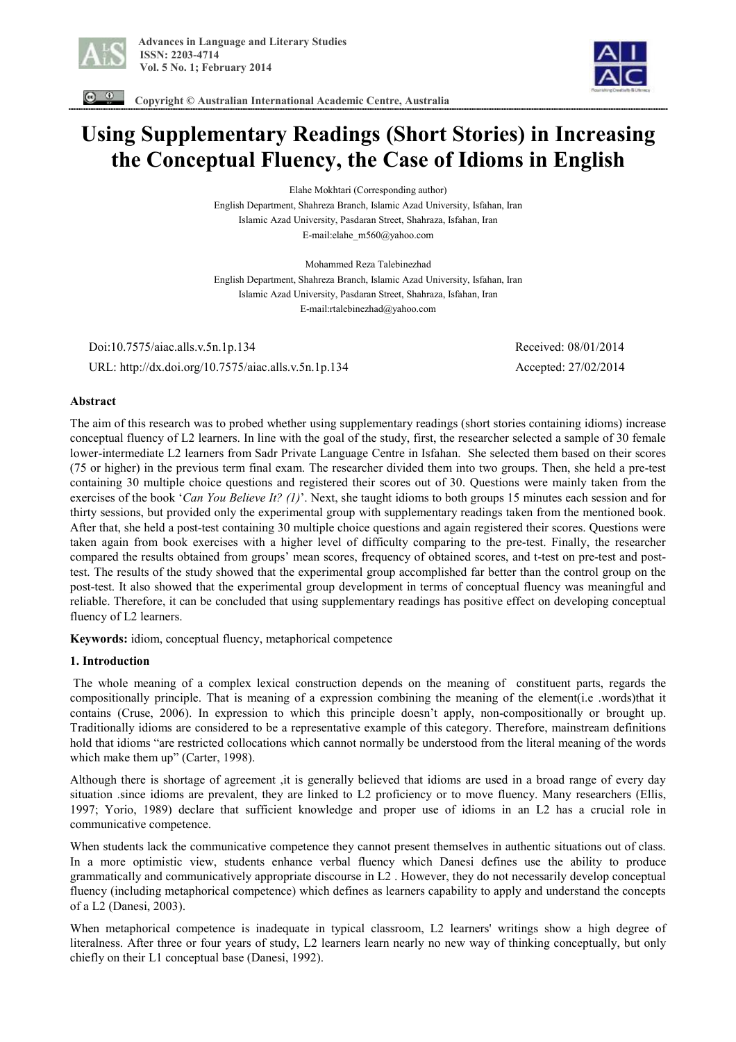# Using Supplementary Readings (Short Stories) in Increasing the Conceptual Fluency, the Case of Idioms in English

Elahe Mokhtari (Corresponding author)
English Department, Shahreza Branch, Islamic Azad University, Isfahan, Iran
Islamic Azad University, Pasdaran Street, Shahraza, Isfahan, Iran
E-mail:elahe_m560@yahoo.com

Mohammed Reza Talebinezhad
English Department, Shahreza Branch, Islamic Azad University, Isfahan, Iran
Islamic Azad University, Pasdaran Street, Shahraza, Isfahan, Iran
E-mail:rtalebinezhad@yahoo.com

Doi:10.7575/aiac.alls.v.5n.1p.134 Received: 08/01/2014
URL: http://dx.doi.org/10.7575/aiac.alls.v.5n.1p.134 Accepted: 27/02/2014

**Abstract**

The aim of this research was to probed whether using supplementary readings (short stories containing idioms) increase conceptual fluency of L2 learners. In line with the goal of the study, first, the researcher selected a sample of 30 female lower-intermediate L2 learners from Sadr Private Language Centre in Isfahan. She selected them based on their scores (75 or higher) in the previous term final exam. The researcher divided them into two groups. Then, she held a pre-test containing 30 multiple choice questions and registered their scores out of 30. Questions were mainly taken from the exercises of the book '*Can You Believe It? (1)*'. Next, she taught idioms to both groups 15 minutes each session and for thirty sessions, but provided only the experimental group with supplementary readings taken from the mentioned book. After that, she held a post-test containing 30 multiple choice questions and again registered their scores. Questions were taken again from book exercises with a higher level of difficulty comparing to the pre-test. Finally, the researcher compared the results obtained from groups' mean scores, frequency of obtained scores, and t-test on pre-test and post-test. The results of the study showed that the experimental group accomplished far better than the control group on the post-test. It also showed that the experimental group development in terms of conceptual fluency was meaningful and reliable. Therefore, it can be concluded that using supplementary readings has positive effect on developing conceptual fluency of L2 learners.

**Keywords:** idiom, conceptual fluency, metaphorical competence

## 1. Introduction

The whole meaning of a complex lexical construction depends on the meaning of constituent parts, regards the compositionally principle. That is meaning of a expression combining the meaning of the element(i.e .words)that it contains (Cruse, 2006). In expression to which this principle doesn't apply, non-compositionally or brought up. Traditionally idioms are considered to be a representative example of this category. Therefore, mainstream definitions hold that idioms "are restricted collocations which cannot normally be understood from the literal meaning of the words which make them up" (Carter, 1998).

Although there is shortage of agreement ,it is generally believed that idioms are used in a broad range of every day situation .since idioms are prevalent, they are linked to L2 proficiency or to move fluency. Many researchers (Ellis, 1997; Yorio, 1989) declare that sufficient knowledge and proper use of idioms in an L2 has a crucial role in communicative competence.

When students lack the communicative competence they cannot present themselves in authentic situations out of class. In a more optimistic view, students enhance verbal fluency which Danesi defines use the ability to produce grammatically and communicatively appropriate discourse in L2 . However, they do not necessarily develop conceptual fluency (including metaphorical competence) which defines as learners capability to apply and understand the concepts of a L2 (Danesi, 2003).

When metaphorical competence is inadequate in typical classroom, L2 learners' writings show a high degree of literalness. After three or four years of study, L2 learners learn nearly no new way of thinking conceptually, but only chiefly on their L1 conceptual base (Danesi, 1992).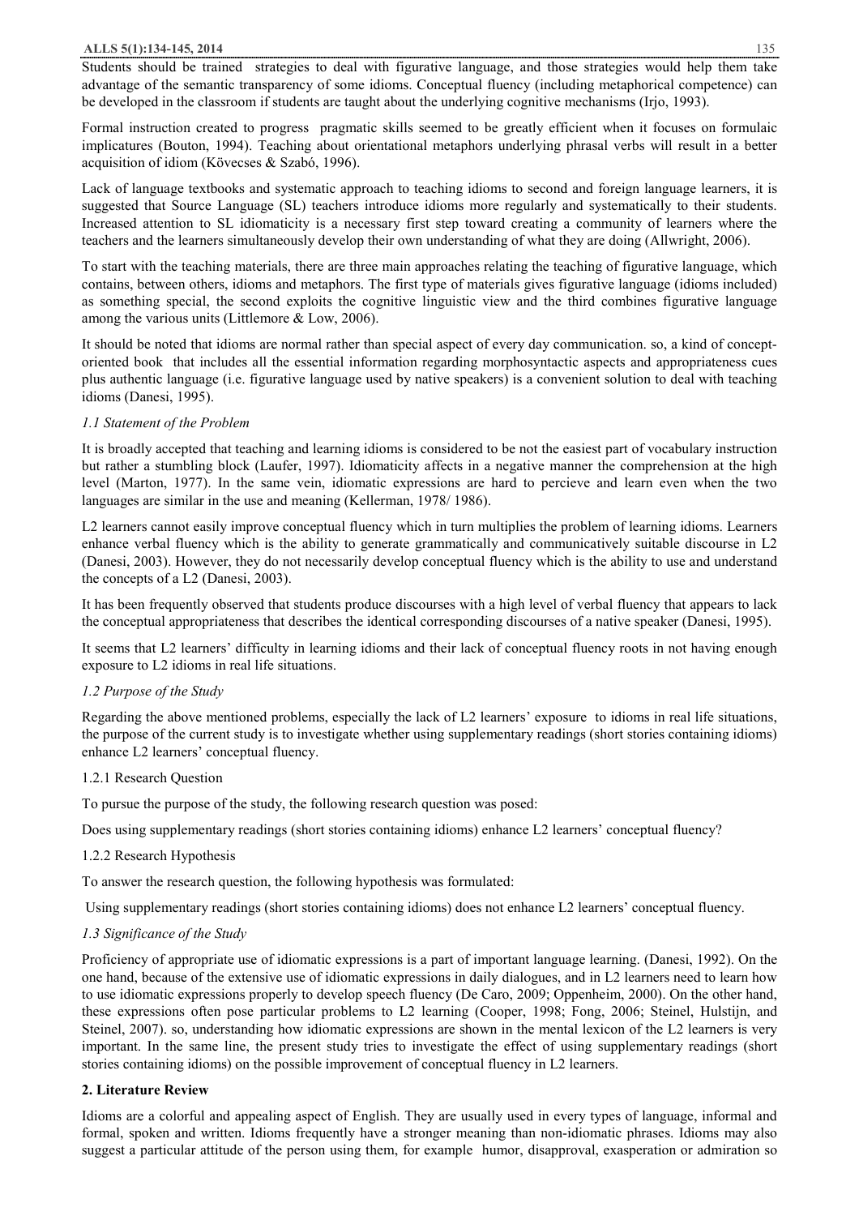Students should be trained strategies to deal with figurative language, and those strategies would help them take advantage of the semantic transparency of some idioms. Conceptual fluency (including metaphorical competence) can be developed in the classroom if students are taught about the underlying cognitive mechanisms (Irjo, 1993).

Formal instruction created to progress pragmatic skills seemed to be greatly efficient when it focuses on formulaic implicatures (Bouton, 1994). Teaching about orientational metaphors underlying phrasal verbs will result in a better acquisition of idiom (Kövecses & Szabó, 1996).

Lack of language textbooks and systematic approach to teaching idioms to second and foreign language learners, it is suggested that Source Language (SL) teachers introduce idioms more regularly and systematically to their students. Increased attention to SL idiomaticity is a necessary first step toward creating a community of learners where the teachers and the learners simultaneously develop their own understanding of what they are doing (Allwright, 2006).

To start with the teaching materials, there are three main approaches relating the teaching of figurative language, which contains, between others, idioms and metaphors. The first type of materials gives figurative language (idioms included) as something special, the second exploits the cognitive linguistic view and the third combines figurative language among the various units (Littlemore & Low, 2006).

It should be noted that idioms are normal rather than special aspect of every day communication. so, a kind of concept-oriented book that includes all the essential information regarding morphosyntactic aspects and appropriateness cues plus authentic language (i.e. figurative language used by native speakers) is a convenient solution to deal with teaching idioms (Danesi, 1995).

### *1.1 Statement of the Problem*

It is broadly accepted that teaching and learning idioms is considered to be not the easiest part of vocabulary instruction but rather a stumbling block (Laufer, 1997). Idiomaticity affects in a negative manner the comprehension at the high level (Marton, 1977). In the same vein, idiomatic expressions are hard to percieve and learn even when the two languages are similar in the use and meaning (Kellerman, 1978/ 1986).

L2 learners cannot easily improve conceptual fluency which in turn multiplies the problem of learning idioms. Learners enhance verbal fluency which is the ability to generate grammatically and communicatively suitable discourse in L2 (Danesi, 2003). However, they do not necessarily develop conceptual fluency which is the ability to use and understand the concepts of a L2 (Danesi, 2003).

It has been frequently observed that students produce discourses with a high level of verbal fluency that appears to lack the conceptual appropriateness that describes the identical corresponding discourses of a native speaker (Danesi, 1995).

It seems that L2 learners' difficulty in learning idioms and their lack of conceptual fluency roots in not having enough exposure to L2 idioms in real life situations.

### *1.2 Purpose of the Study*

Regarding the above mentioned problems, especially the lack of L2 learners' exposure to idioms in real life situations, the purpose of the current study is to investigate whether using supplementary readings (short stories containing idioms) enhance L2 learners' conceptual fluency.

#### 1.2.1 Research Question

To pursue the purpose of the study, the following research question was posed:

Does using supplementary readings (short stories containing idioms) enhance L2 learners' conceptual fluency?

#### 1.2.2 Research Hypothesis

To answer the research question, the following hypothesis was formulated:

Using supplementary readings (short stories containing idioms) does not enhance L2 learners' conceptual fluency.

### *1.3 Significance of the Study*

Proficiency of appropriate use of idiomatic expressions is a part of important language learning. (Danesi, 1992). On the one hand, because of the extensive use of idiomatic expressions in daily dialogues, and in L2 learners need to learn how to use idiomatic expressions properly to develop speech fluency (De Caro, 2009; Oppenheim, 2000). On the other hand, these expressions often pose particular problems to L2 learning (Cooper, 1998; Fong, 2006; Steinel, Hulstijn, and Steinel, 2007). so, understanding how idiomatic expressions are shown in the mental lexicon of the L2 learners is very important. In the same line, the present study tries to investigate the effect of using supplementary readings (short stories containing idioms) on the possible improvement of conceptual fluency in L2 learners.

## **2. Literature Review**

Idioms are a colorful and appealing aspect of English. They are usually used in every types of language, informal and formal, spoken and written. Idioms frequently have a stronger meaning than non-idiomatic phrases. Idioms may also suggest a particular attitude of the person using them, for example humor, disapproval, exasperation or admiration so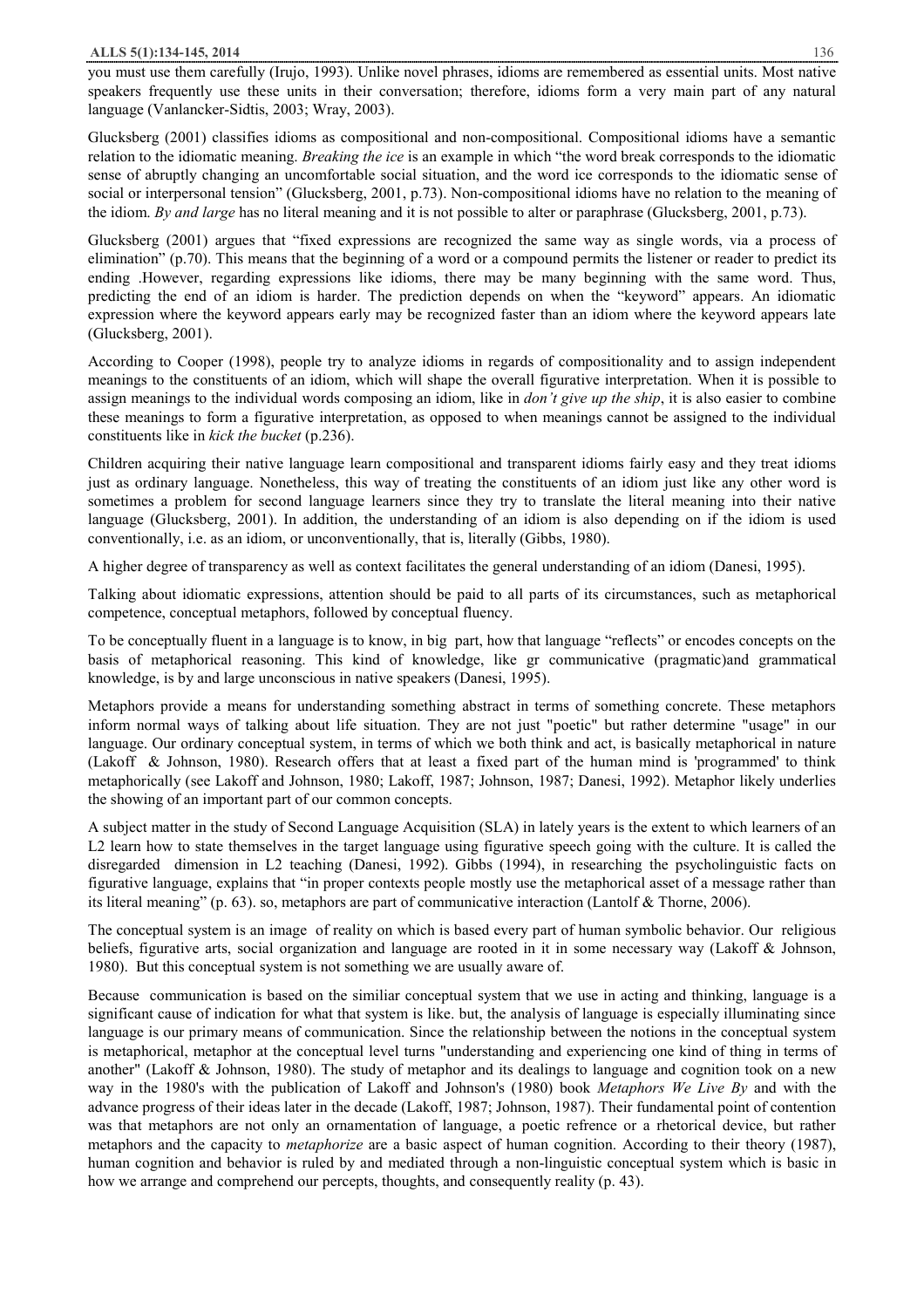you must use them carefully (Irujo, 1993). Unlike novel phrases, idioms are remembered as essential units. Most native speakers frequently use these units in their conversation; therefore, idioms form a very main part of any natural language (Vanlancker-Sidtis, 2003; Wray, 2003).

Glucksberg (2001) classifies idioms as compositional and non-compositional. Compositional idioms have a semantic relation to the idiomatic meaning. *Breaking the ice* is an example in which "the word break corresponds to the idiomatic sense of abruptly changing an uncomfortable social situation, and the word ice corresponds to the idiomatic sense of social or interpersonal tension" (Glucksberg, 2001, p.73). Non-compositional idioms have no relation to the meaning of the idiom. *By and large* has no literal meaning and it is not possible to alter or paraphrase (Glucksberg, 2001, p.73).

Glucksberg (2001) argues that "fixed expressions are recognized the same way as single words, via a process of elimination" (p.70). This means that the beginning of a word or a compound permits the listener or reader to predict its ending .However, regarding expressions like idioms, there may be many beginning with the same word. Thus, predicting the end of an idiom is harder. The prediction depends on when the "keyword" appears. An idiomatic expression where the keyword appears early may be recognized faster than an idiom where the keyword appears late (Glucksberg, 2001).

According to Cooper (1998), people try to analyze idioms in regards of compositionality and to assign independent meanings to the constituents of an idiom, which will shape the overall figurative interpretation. When it is possible to assign meanings to the individual words composing an idiom, like in *don't give up the ship*, it is also easier to combine these meanings to form a figurative interpretation, as opposed to when meanings cannot be assigned to the individual constituents like in *kick the bucket* (p.236).

Children acquiring their native language learn compositional and transparent idioms fairly easy and they treat idioms just as ordinary language. Nonetheless, this way of treating the constituents of an idiom just like any other word is sometimes a problem for second language learners since they try to translate the literal meaning into their native language (Glucksberg, 2001). In addition, the understanding of an idiom is also depending on if the idiom is used conventionally, i.e. as an idiom, or unconventionally, that is, literally (Gibbs, 1980).

A higher degree of transparency as well as context facilitates the general understanding of an idiom (Danesi, 1995).

Talking about idiomatic expressions, attention should be paid to all parts of its circumstances, such as metaphorical competence, conceptual metaphors, followed by conceptual fluency.

To be conceptually fluent in a language is to know, in big part, how that language "reflects" or encodes concepts on the basis of metaphorical reasoning. This kind of knowledge, like gr communicative (pragmatic)and grammatical knowledge, is by and large unconscious in native speakers (Danesi, 1995).

Metaphors provide a means for understanding something abstract in terms of something concrete. These metaphors inform normal ways of talking about life situation. They are not just "poetic" but rather determine "usage" in our language. Our ordinary conceptual system, in terms of which we both think and act, is basically metaphorical in nature (Lakoff & Johnson, 1980). Research offers that at least a fixed part of the human mind is 'programmed' to think metaphorically (see Lakoff and Johnson, 1980; Lakoff, 1987; Johnson, 1987; Danesi, 1992). Metaphor likely underlies the showing of an important part of our common concepts.

A subject matter in the study of Second Language Acquisition (SLA) in lately years is the extent to which learners of an L2 learn how to state themselves in the target language using figurative speech going with the culture. It is called the disregarded dimension in L2 teaching (Danesi, 1992). Gibbs (1994), in researching the psycholinguistic facts on figurative language, explains that "in proper contexts people mostly use the metaphorical asset of a message rather than its literal meaning" (p. 63). so, metaphors are part of communicative interaction (Lantolf & Thorne, 2006).

The conceptual system is an image of reality on which is based every part of human symbolic behavior. Our religious beliefs, figurative arts, social organization and language are rooted in it in some necessary way (Lakoff & Johnson, 1980). But this conceptual system is not something we are usually aware of.

Because communication is based on the similiar conceptual system that we use in acting and thinking, language is a significant cause of indication for what that system is like. but, the analysis of language is especially illuminating since language is our primary means of communication. Since the relationship between the notions in the conceptual system is metaphorical, metaphor at the conceptual level turns "understanding and experiencing one kind of thing in terms of another" (Lakoff & Johnson, 1980). The study of metaphor and its dealings to language and cognition took on a new way in the 1980's with the publication of Lakoff and Johnson's (1980) book *Metaphors We Live By* and with the advance progress of their ideas later in the decade (Lakoff, 1987; Johnson, 1987). Their fundamental point of contention was that metaphors are not only an ornamentation of language, a poetic refrence or a rhetorical device, but rather metaphors and the capacity to *metaphorize* are a basic aspect of human cognition. According to their theory (1987), human cognition and behavior is ruled by and mediated through a non-linguistic conceptual system which is basic in how we arrange and comprehend our percepts, thoughts, and consequently reality (p. 43).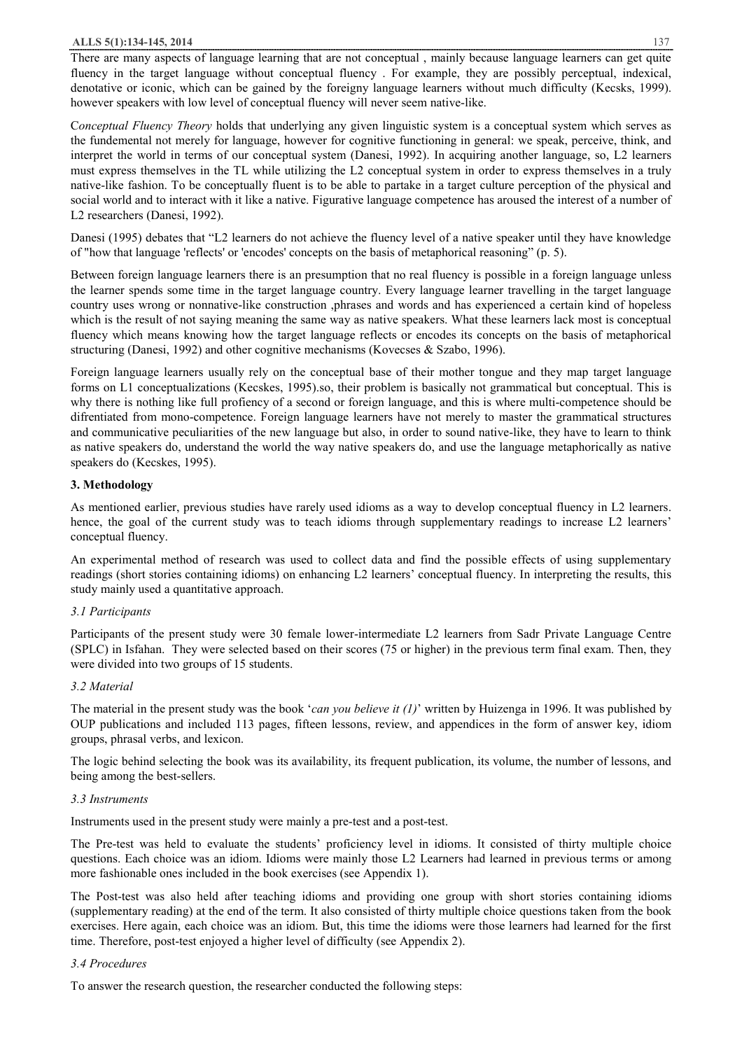There are many aspects of language learning that are not conceptual , mainly because language learners can get quite fluency in the target language without conceptual fluency . For example, they are possibly perceptual, indexical, denotative or iconic, which can be gained by the foreigny language learners without much difficulty (Kecsks, 1999). however speakers with low level of conceptual fluency will never seem native-like.

C*onceptual Fluency Theory* holds that underlying any given linguistic system is a conceptual system which serves as the fundemental not merely for language, however for cognitive functioning in general: we speak, perceive, think, and interpret the world in terms of our conceptual system (Danesi, 1992). In acquiring another language, so, L2 learners must express themselves in the TL while utilizing the L2 conceptual system in order to express themselves in a truly native-like fashion. To be conceptually fluent is to be able to partake in a target culture perception of the physical and social world and to interact with it like a native. Figurative language competence has aroused the interest of a number of L2 researchers (Danesi, 1992).

Danesi (1995) debates that "L2 learners do not achieve the fluency level of a native speaker until they have knowledge of "how that language 'reflects' or 'encodes' concepts on the basis of metaphorical reasoning" (p. 5).

Between foreign language learners there is an presumption that no real fluency is possible in a foreign language unless the learner spends some time in the target language country. Every language learner travelling in the target language country uses wrong or nonnative-like construction ,phrases and words and has experienced a certain kind of hopeless which is the result of not saying meaning the same way as native speakers. What these learners lack most is conceptual fluency which means knowing how the target language reflects or encodes its concepts on the basis of metaphorical structuring (Danesi, 1992) and other cognitive mechanisms (Kovecses & Szabo, 1996).

Foreign language learners usually rely on the conceptual base of their mother tongue and they map target language forms on L1 conceptualizations (Kecskes, 1995).so, their problem is basically not grammatical but conceptual. This is why there is nothing like full profiency of a second or foreign language, and this is where multi-competence should be difrentiated from mono-competence. Foreign language learners have not merely to master the grammatical structures and communicative peculiarities of the new language but also, in order to sound native-like, they have to learn to think as native speakers do, understand the world the way native speakers do, and use the language metaphorically as native speakers do (Kecskes, 1995).

## 3. Methodology

As mentioned earlier, previous studies have rarely used idioms as a way to develop conceptual fluency in L2 learners. hence, the goal of the current study was to teach idioms through supplementary readings to increase L2 learners' conceptual fluency.

An experimental method of research was used to collect data and find the possible effects of using supplementary readings (short stories containing idioms) on enhancing L2 learners' conceptual fluency. In interpreting the results, this study mainly used a quantitative approach.

### *3.1 Participants*

Participants of the present study were 30 female lower-intermediate L2 learners from Sadr Private Language Centre (SPLC) in Isfahan. They were selected based on their scores (75 or higher) in the previous term final exam. Then, they were divided into two groups of 15 students.

### *3.2 Material*

The material in the present study was the book '*can you believe it (1)*' written by Huizenga in 1996. It was published by OUP publications and included 113 pages, fifteen lessons, review, and appendices in the form of answer key, idiom groups, phrasal verbs, and lexicon.

The logic behind selecting the book was its availability, its frequent publication, its volume, the number of lessons, and being among the best-sellers.

### *3.3 Instruments*

Instruments used in the present study were mainly a pre-test and a post-test.

The Pre-test was held to evaluate the students' proficiency level in idioms. It consisted of thirty multiple choice questions. Each choice was an idiom. Idioms were mainly those L2 Learners had learned in previous terms or among more fashionable ones included in the book exercises (see Appendix 1).

The Post-test was also held after teaching idioms and providing one group with short stories containing idioms (supplementary reading) at the end of the term. It also consisted of thirty multiple choice questions taken from the book exercises. Here again, each choice was an idiom. But, this time the idioms were those learners had learned for the first time. Therefore, post-test enjoyed a higher level of difficulty (see Appendix 2).

### *3.4 Procedures*

To answer the research question, the researcher conducted the following steps: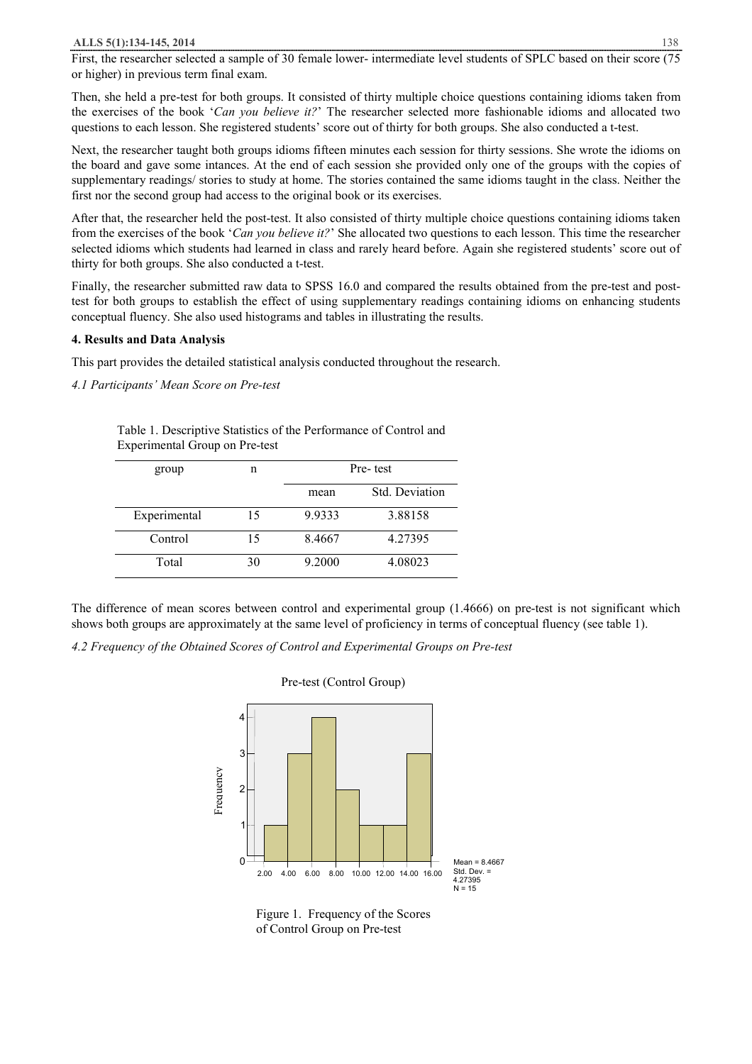First, the researcher selected a sample of 30 female lower- intermediate level students of SPLC based on their score (75 or higher) in previous term final exam.

Then, she held a pre-test for both groups. It consisted of thirty multiple choice questions containing idioms taken from the exercises of the book '*Can you believe it?*' The researcher selected more fashionable idioms and allocated two questions to each lesson. She registered students' score out of thirty for both groups. She also conducted a t-test.

Next, the researcher taught both groups idioms fifteen minutes each session for thirty sessions. She wrote the idioms on the board and gave some intances. At the end of each session she provided only one of the groups with the copies of supplementary readings/ stories to study at home. The stories contained the same idioms taught in the class. Neither the first nor the second group had access to the original book or its exercises.

After that, the researcher held the post-test. It also consisted of thirty multiple choice questions containing idioms taken from the exercises of the book '*Can you believe it?*' She allocated two questions to each lesson. This time the researcher selected idioms which students had learned in class and rarely heard before. Again she registered students' score out of thirty for both groups. She also conducted a t-test.

Finally, the researcher submitted raw data to SPSS 16.0 and compared the results obtained from the pre-test and post-test for both groups to establish the effect of using supplementary readings containing idioms on enhancing students conceptual fluency. She also used histograms and tables in illustrating the results.

## 4. Results and Data Analysis

This part provides the detailed statistical analysis conducted throughout the research.

### *4.1 Participants' Mean Score on Pre-test*

Table 1. Descriptive Statistics of the Performance of Control and Experimental Group on Pre-test

| group | n | Pre- test | |
|---|---|---|---|
| | | mean | Std. Deviation |
| Experimental | 15 | 9.9333 | 3.88158 |
| Control | 15 | 8.4667 | 4.27395 |
| Total | 30 | 9.2000 | 4.08023 |

The difference of mean scores between control and experimental group (1.4666) on pre-test is not significant which shows both groups are approximately at the same level of proficiency in terms of conceptual fluency (see table 1).

### *4.2 Frequency of the Obtained Scores of Control and Experimental Groups on Pre-test*

Pre-test (Control Group)

Mean = 8.4667
Std. Dev. = 4.27395
N = 15

Figure 1. Frequency of the Scores of Control Group on Pre-test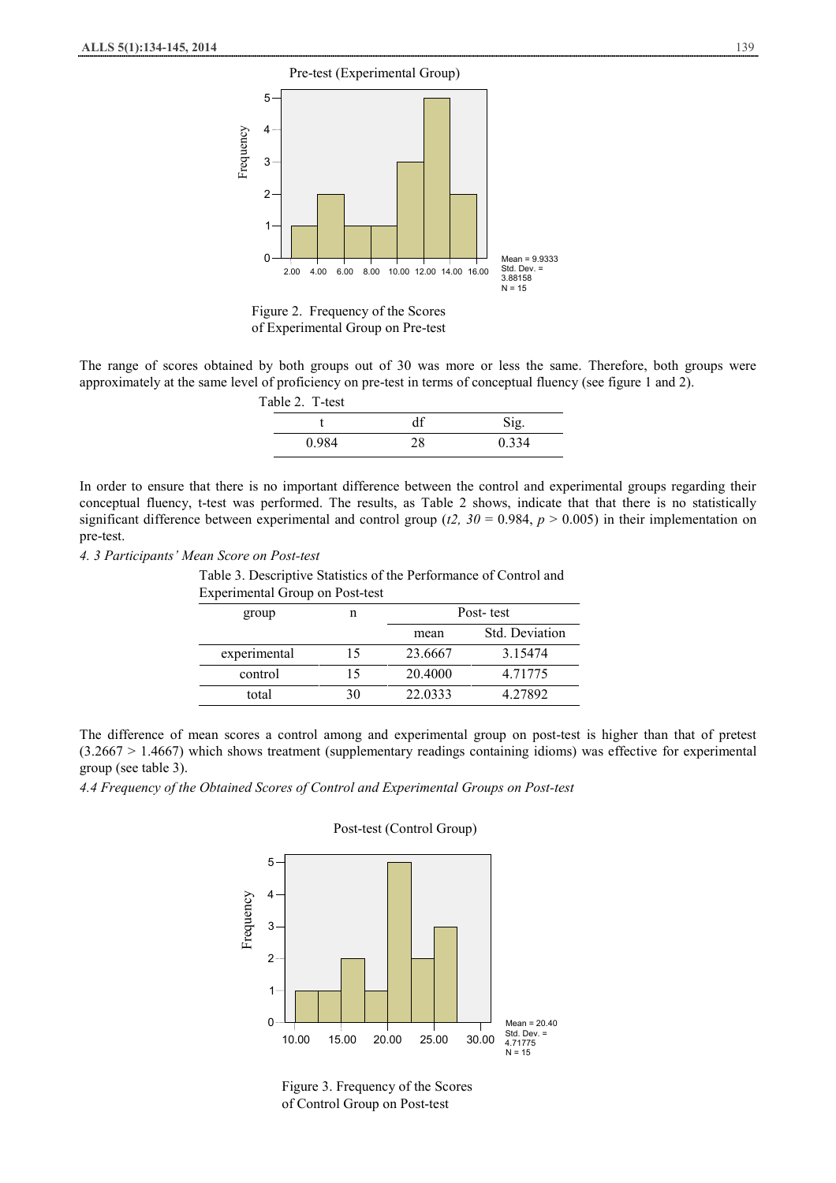Figure 2. Frequency of the Scores of Experimental Group on Pre-test

The range of scores obtained by both groups out of 30 was more or less the same. Therefore, both groups were approximately at the same level of proficiency on pre-test in terms of conceptual fluency (see figure 1 and 2).

Table 2. T-test

| t | df | Sig. |
|---|---|---|
| 0.984 | 28 | 0.334 |

In order to ensure that there is no important difference between the control and experimental groups regarding their conceptual fluency, t-test was performed. The results, as Table 2 shows, indicate that that there is no statistically significant difference between experimental and control group ($t2,\ 30 = 0.984$, $p > 0.005$) in their implementation on pre-test.

*4. 3 Participants' Mean Score on Post-test*

Table 3. Descriptive Statistics of the Performance of Control and Experimental Group on Post-test

| group | n | Post- test | |
|---|---|---|---|
| | | mean | Std. Deviation |
| experimental | 15 | 23.6667 | 3.15474 |
| control | 15 | 20.4000 | 4.71775 |
| total | 30 | 22.0333 | 4.27892 |

The difference of mean scores a control among and experimental group on post-test is higher than that of pretest (3.2667 > 1.4667) which shows treatment (supplementary readings containing idioms) was effective for experimental group (see table 3).

*4.4 Frequency of the Obtained Scores of Control and Experimental Groups on Post-test*

Figure 3. Frequency of the Scores of Control Group on Post-test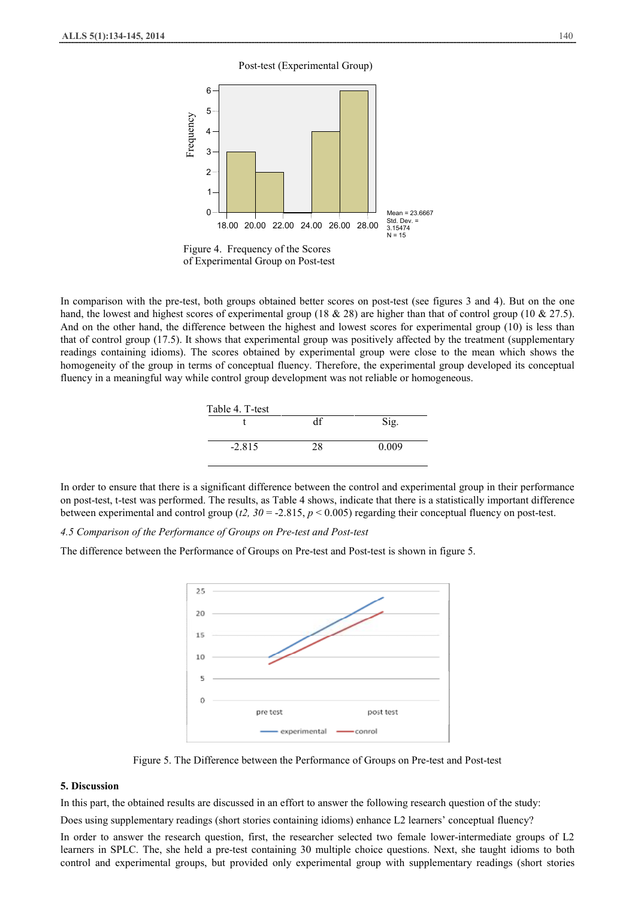Post-test (Experimental Group)

Mean = 23.6667
Std. Dev. = 3.15474
N = 15

Figure 4. Frequency of the Scores of Experimental Group on Post-test

In comparison with the pre-test, both groups obtained better scores on post-test (see figures 3 and 4). But on the one hand, the lowest and highest scores of experimental group (18 & 28) are higher than that of control group (10 & 27.5). And on the other hand, the difference between the highest and lowest scores for experimental group (10) is less than that of control group (17.5). It shows that experimental group was positively affected by the treatment (supplementary readings containing idioms). The scores obtained by experimental group were close to the mean which shows the homogeneity of the group in terms of conceptual fluency. Therefore, the experimental group developed its conceptual fluency in a meaningful way while control group development was not reliable or homogeneous.

Table 4. T-test

| t | df | Sig. |
|---|---|---|
| -2.815 | 28 | 0.009 |

In order to ensure that there is a significant difference between the control and experimental group in their performance on post-test, t-test was performed. The results, as Table 4 shows, indicate that there is a statistically important difference between experimental and control group ($t2,\ 30$ = -2.815, $p < 0.005$) regarding their conceptual fluency on post-test.

*4.5 Comparison of the Performance of Groups on Pre-test and Post-test*

The difference between the Performance of Groups on Pre-test and Post-test is shown in figure 5.

Figure 5. The Difference between the Performance of Groups on Pre-test and Post-test

## 5. Discussion

In this part, the obtained results are discussed in an effort to answer the following research question of the study:

Does using supplementary readings (short stories containing idioms) enhance L2 learners' conceptual fluency?

In order to answer the research question, first, the researcher selected two female lower-intermediate groups of L2 learners in SPLC. The, she held a pre-test containing 30 multiple choice questions. Next, she taught idioms to both control and experimental groups, but provided only experimental group with supplementary readings (short stories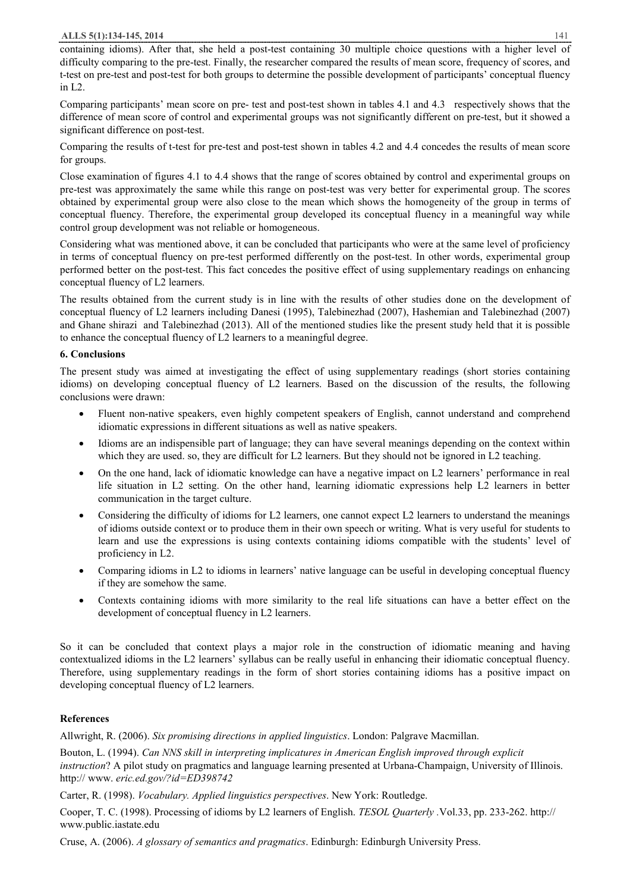containing idioms). After that, she held a post-test containing 30 multiple choice questions with a higher level of difficulty comparing to the pre-test. Finally, the researcher compared the results of mean score, frequency of scores, and t-test on pre-test and post-test for both groups to determine the possible development of participants' conceptual fluency in L2.

Comparing participants' mean score on pre- test and post-test shown in tables 4.1 and 4.3 respectively shows that the difference of mean score of control and experimental groups was not significantly different on pre-test, but it showed a significant difference on post-test.

Comparing the results of t-test for pre-test and post-test shown in tables 4.2 and 4.4 concedes the results of mean score for groups.

Close examination of figures 4.1 to 4.4 shows that the range of scores obtained by control and experimental groups on pre-test was approximately the same while this range on post-test was very better for experimental group. The scores obtained by experimental group were also close to the mean which shows the homogeneity of the group in terms of conceptual fluency. Therefore, the experimental group developed its conceptual fluency in a meaningful way while control group development was not reliable or homogeneous.

Considering what was mentioned above, it can be concluded that participants who were at the same level of proficiency in terms of conceptual fluency on pre-test performed differently on the post-test. In other words, experimental group performed better on the post-test. This fact concedes the positive effect of using supplementary readings on enhancing conceptual fluency of L2 learners.

The results obtained from the current study is in line with the results of other studies done on the development of conceptual fluency of L2 learners including Danesi (1995), Talebinezhad (2007), Hashemian and Talebinezhad (2007) and Ghane shirazi and Talebinezhad (2013). All of the mentioned studies like the present study held that it is possible to enhance the conceptual fluency of L2 learners to a meaningful degree.

## 6. Conclusions

The present study was aimed at investigating the effect of using supplementary readings (short stories containing idioms) on developing conceptual fluency of L2 learners. Based on the discussion of the results, the following conclusions were drawn:

- Fluent non-native speakers, even highly competent speakers of English, cannot understand and comprehend idiomatic expressions in different situations as well as native speakers.
- Idioms are an indispensible part of language; they can have several meanings depending on the context within which they are used. so, they are difficult for L2 learners. But they should not be ignored in L2 teaching.
- On the one hand, lack of idiomatic knowledge can have a negative impact on L2 learners' performance in real life situation in L2 setting. On the other hand, learning idiomatic expressions help L2 learners in better communication in the target culture.
- Considering the difficulty of idioms for L2 learners, one cannot expect L2 learners to understand the meanings of idioms outside context or to produce them in their own speech or writing. What is very useful for students to learn and use the expressions is using contexts containing idioms compatible with the students' level of proficiency in L2.
- Comparing idioms in L2 to idioms in learners' native language can be useful in developing conceptual fluency if they are somehow the same.
- Contexts containing idioms with more similarity to the real life situations can have a better effect on the development of conceptual fluency in L2 learners.

So it can be concluded that context plays a major role in the construction of idiomatic meaning and having contextualized idioms in the L2 learners' syllabus can be really useful in enhancing their idiomatic conceptual fluency. Therefore, using supplementary readings in the form of short stories containing idioms has a positive impact on developing conceptual fluency of L2 learners.

## References

Allwright, R. (2006). *Six promising directions in applied linguistics*. London: Palgrave Macmillan.

Bouton, L. (1994). *Can NNS skill in interpreting implicatures in American English improved through explicit instruction*? A pilot study on pragmatics and language learning presented at Urbana-Champaign, University of Illinois. http:// www. *eric.ed.gov/?id=ED398742*

Carter, R. (1998). *Vocabulary. Applied linguistics perspectives*. New York: Routledge.

Cooper, T. C. (1998). Processing of idioms by L2 learners of English. *TESOL Quarterly* .Vol.33, pp. 233-262. http:// www.public.iastate.edu

Cruse, A. (2006). *A glossary of semantics and pragmatics*. Edinburgh: Edinburgh University Press.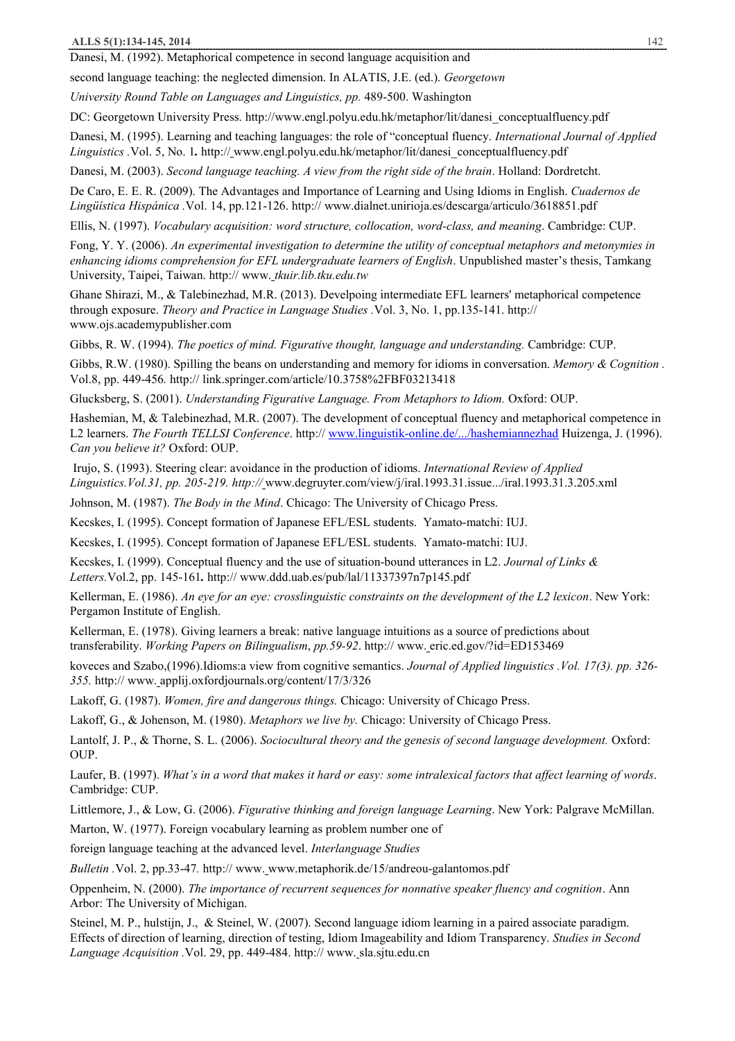Danesi, M. (1992). Metaphorical competence in second language acquisition and second language teaching: the neglected dimension. In ALATIS, J.E. (ed.). *Georgetown University Round Table on Languages and Linguistics, pp.* 489-500. Washington DC: Georgetown University Press. http://www.engl.polyu.edu.hk/metaphor/lit/danesi_conceptualfluency.pdf

Danesi, M. (1995). Learning and teaching languages: the role of "conceptual fluency. *International Journal of Applied Linguistics* .Vol. 5, No. 1**.** http:// www.engl.polyu.edu.hk/metaphor/lit/danesi_conceptualfluency.pdf

Danesi, M. (2003). *Second language teaching. A view from the right side of the brain*. Holland: Dordretcht.

De Caro, E. E. R. (2009). The Advantages and Importance of Learning and Using Idioms in English. *Cuadernos de Lingüística Hispánica* .Vol. 14, pp.121-126. http:// www.dialnet.unirioja.es/descarga/articulo/3618851.pdf

Ellis, N. (1997). *Vocabulary acquisition: word structure, collocation, word-class, and meaning*. Cambridge: CUP.

Fong, Y. Y. (2006). *An experimental investigation to determine the utility of conceptual metaphors and metonymies in enhancing idioms comprehension for EFL undergraduate learners of English*. Unpublished master's thesis, Tamkang University, Taipei, Taiwan. http:// www. *tkuir.lib.tku.edu.tw*

Ghane Shirazi, M., & Talebinezhad, M.R. (2013). Develpoing intermediate EFL learners' metaphorical competence through exposure. *Theory and Practice in Language Studies* .Vol. 3, No. 1, pp.135-141. http:// www.ojs.academypublisher.com

Gibbs, R. W. (1994). *The poetics of mind. Figurative thought, language and understanding.* Cambridge: CUP.

Gibbs, R.W. (1980). Spilling the beans on understanding and memory for idioms in conversation. *Memory & Cognition* . Vol.8, pp. 449-456*.* http:// link.springer.com/article/10.3758%2FBF03213418

Glucksberg, S. (2001). *Understanding Figurative Language. From Metaphors to Idiom.* Oxford: OUP.

Hashemian, M, & Talebinezhad, M.R. (2007). The development of conceptual fluency and metaphorical competence in L2 learners. *The Fourth TELLSI Conference*. http:// www.linguistik-online.de/.../hashemiannezhad Huizenga, J. (1996). *Can you believe it?* Oxford: OUP.

Irujo, S. (1993). Steering clear: avoidance in the production of idioms. *International Review of Applied Linguistics.Vol.31, pp. 205-219. http://* www.degruyter.com/view/j/iral.1993.31.issue.../iral.1993.31.3.205.xml

Johnson, M. (1987). *The Body in the Mind*. Chicago: The University of Chicago Press.

Kecskes, I. (1995). Concept formation of Japanese EFL/ESL students. Yamato-matchi: IUJ.

Kecskes, I. (1995). Concept formation of Japanese EFL/ESL students. Yamato-matchi: IUJ.

Kecskes, I. (1999). Conceptual fluency and the use of situation-bound utterances in L2. *Journal of Links & Letters.*Vol.2, pp. 145-161**.** http:// www.ddd.uab.es/pub/lal/11337397n7p145.pdf

Kellerman, E. (1986). *An eye for an eye: crosslinguistic constraints on the development of the L2 lexicon*. New York: Pergamon Institute of English.

Kellerman, E. (1978). Giving learners a break: native language intuitions as a source of predictions about transferability. *Working Papers on Bilingualism*, *pp.59-92*. http:// www. eric.ed.gov/?id=ED153469

koveces and Szabo,(1996).Idioms:a view from cognitive semantics. *Journal of Applied linguistics .Vol. 17(3). pp. 326-355.* http:// www. applij.oxfordjournals.org/content/17/3/326

Lakoff, G. (1987). *Women, fire and dangerous things.* Chicago: University of Chicago Press.

Lakoff, G., & Johenson, M. (1980). *Metaphors we live by.* Chicago: University of Chicago Press.

Lantolf, J. P., & Thorne, S. L. (2006). *Sociocultural theory and the genesis of second language development.* Oxford: OUP.

Laufer, B. (1997). *What's in a word that makes it hard or easy: some intralexical factors that affect learning of words*. Cambridge: CUP.

Littlemore, J., & Low, G. (2006). *Figurative thinking and foreign language Learning*. New York: Palgrave McMillan.

Marton, W. (1977). Foreign vocabulary learning as problem number one of foreign language teaching at the advanced level. *Interlanguage Studies Bulletin* .Vol. 2, pp.33-47*.* http:// www. www.metaphorik.de/15/andreou-galantomos.pdf

Oppenheim, N. (2000). *The importance of recurrent sequences for nonnative speaker fluency and cognition*. Ann Arbor: The University of Michigan.

Steinel, M. P., hulstijn, J., & Steinel, W. (2007). Second language idiom learning in a paired associate paradigm. Effects of direction of learning, direction of testing, Idiom Imageability and Idiom Transparency. *Studies in Second Language Acquisition* .Vol. 29, pp. 449-484. http:// www. sla.sjtu.edu.cn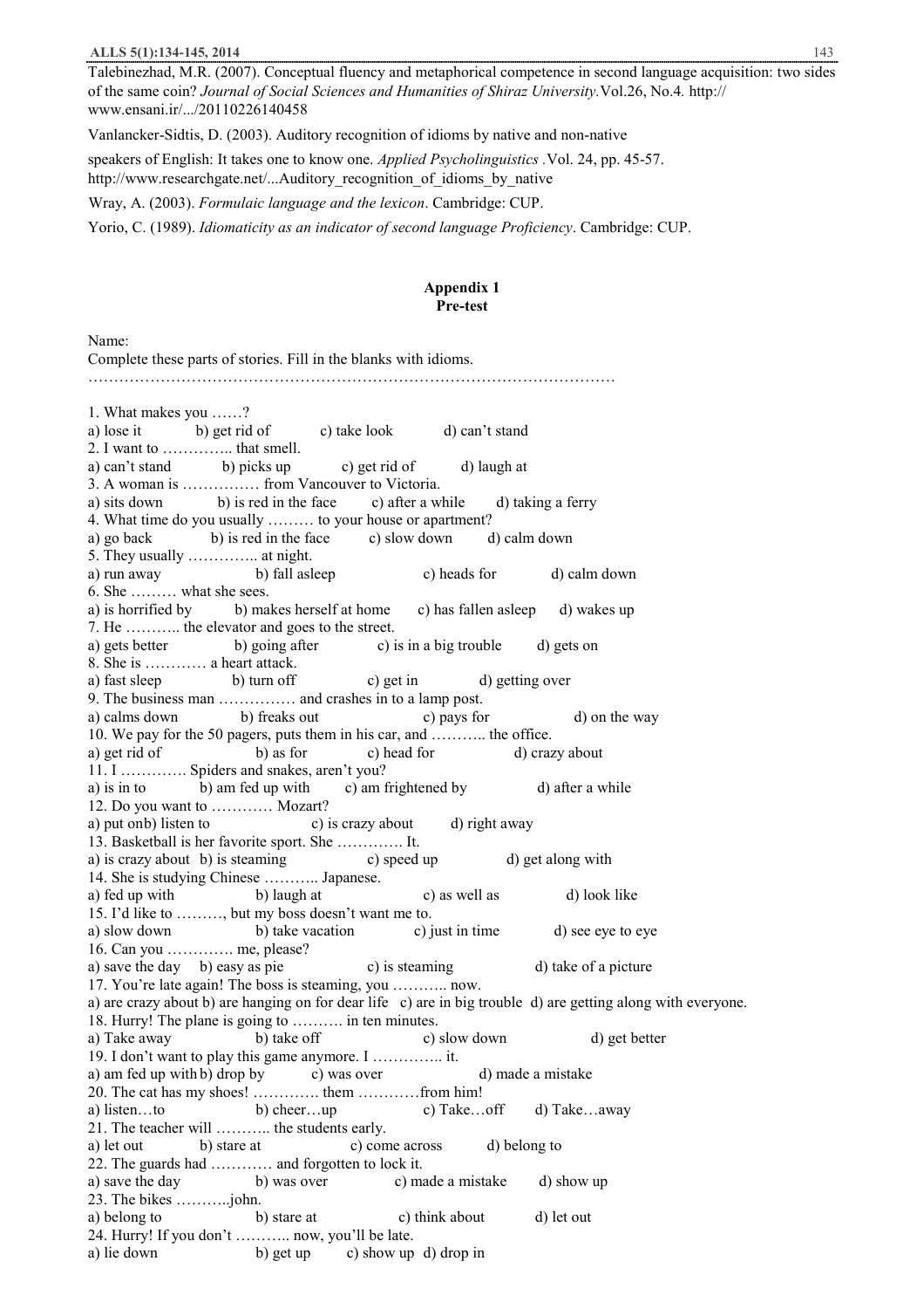Talebinezhad, M.R. (2007). Conceptual fluency and metaphorical competence in second language acquisition: two sides of the same coin? *Journal of Social Sciences and Humanities of Shiraz University.*Vol.26, No.4. http://www.ensani.ir/.../20110226140458

Vanlancker-Sidtis, D. (2003). Auditory recognition of idioms by native and non-native

speakers of English: It takes one to know one. *Applied Psycholinguistics* .Vol. 24, pp. 45-57. http://www.researchgate.net/...Auditory_recognition_of_idioms_by_native

Wray, A. (2003). *Formulaic language and the lexicon*. Cambridge: CUP.

Yorio, C. (1989). *Idiomaticity as an indicator of second language Proficiency*. Cambridge: CUP.

## Appendix 1
### Pre-test

Name:

Complete these parts of stories. Fill in the blanks with idioms.

…………………………………………………………………………………………

1. What makes you ……?
a) lose it b) get rid of c) take look d) can't stand
2. I want to ………….. that smell.
a) can't stand b) picks up c) get rid of d) laugh at
3. A woman is …………… from Vancouver to Victoria.
a) sits down b) is red in the face c) after a while d) taking a ferry
4. What time do you usually ……… to your house or apartment?
a) go back b) is red in the face c) slow down d) calm down
5. They usually ………….. at night.
a) run away b) fall asleep c) heads for d) calm down
6. She ……… what she sees.
a) is horrified by b) makes herself at home c) has fallen asleep d) wakes up
7. He ……….. the elevator and goes to the street.
a) gets better b) going after c) is in a big trouble d) gets on
8. She is ………… a heart attack.
a) fast sleep b) turn off c) get in d) getting over
9. The business man …………… and crashes in to a lamp post.
a) calms down b) freaks out c) pays for d) on the way
10. We pay for the 50 pagers, puts them in his car, and ……….. the office.
a) get rid of b) as for c) head for d) crazy about
11. I …………. Spiders and snakes, aren't you?
a) is in to b) am fed up with c) am frightened by d) after a while
12. Do you want to ………… Mozart?
a) put onb) listen to c) is crazy about d) right away
13. Basketball is her favorite sport. She …………. It.
a) is crazy about b) is steaming c) speed up d) get along with
14. She is studying Chinese ……….. Japanese.
a) fed up with b) laugh at c) as well as d) look like
15. I'd like to ………, but my boss doesn't want me to.
a) slow down b) take vacation c) just in time d) see eye to eye
16. Can you …………. me, please?
a) save the day b) easy as pie c) is steaming d) take of a picture
17. You're late again! The boss is steaming, you ……….. now.
a) are crazy about b) are hanging on for dear life c) are in big trouble d) are getting along with everyone.
18. Hurry! The plane is going to ………. in ten minutes.
a) Take away b) take off c) slow down d) get better
19. I don't want to play this game anymore. I ………….. it.
a) am fed up with b) drop by c) was over d) made a mistake
20. The cat has my shoes! …………. them …………from him!
a) listen…to b) cheer…up c) Take…off d) Take…away
21. The teacher will ……….. the students early.
a) let out b) stare at c) come across d) belong to
22. The guards had ………… and forgotten to lock it.
a) save the day b) was over c) made a mistake d) show up
23. The bikes ……….john.
a) belong to b) stare at c) think about d) let out
24. Hurry! If you don't ………. now, you'll be late.
a) lie down b) get up c) show up d) drop in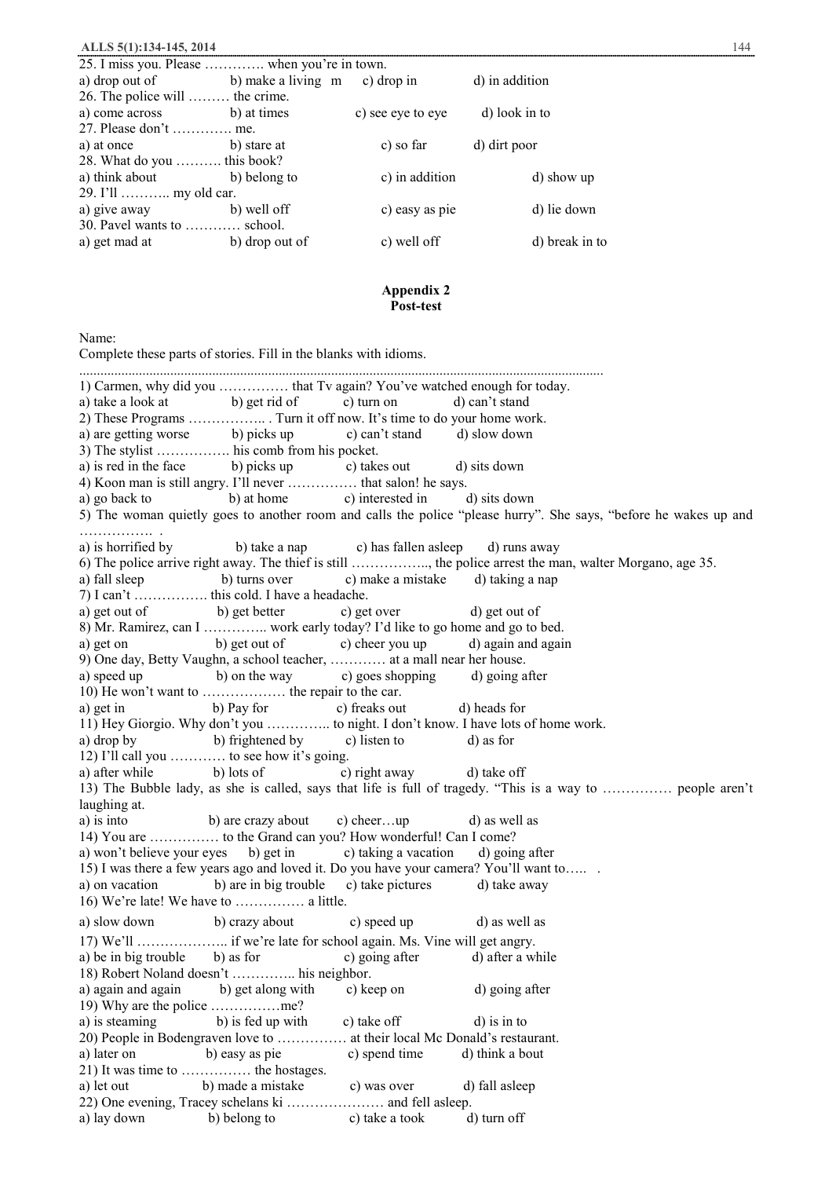25. I miss you. Please …………. when you're in town.
a) drop out of b) make a living m c) drop in d) in addition
26. The police will ……… the crime.
a) come across b) at times c) see eye to eye d) look in to
27. Please don't …………. me.
a) at once b) stare at c) so far d) dirt poor
28. What do you ………. this book?
a) think about b) belong to c) in addition d) show up
29. I'll ……….. my old car.
a) give away b) well off c) easy as pie d) lie down
30. Pavel wants to ………… school.
a) get mad at b) drop out of c) well off d) break in to

## Appendix 2
## Post-test

Name:
Complete these parts of stories. Fill in the blanks with idioms.

.......................................................................................................................................................

1) Carmen, why did you …………… that Tv again? You've watched enough for today.
a) take a look at b) get rid of c) turn on d) can't stand
2) These Programs …………….. . Turn it off now. It's time to do your home work.
a) are getting worse b) picks up c) can't stand d) slow down
3) The stylist ……………. his comb from his pocket.
a) is red in the face b) picks up c) takes out d) sits down
4) Koon man is still angry. I'll never …………… that salon! he says.
a) go back to b) at home c) interested in d) sits down
5) The woman quietly goes to another room and calls the police "please hurry". She says, "before he wakes up and ……………. .
a) is horrified by b) take a nap c) has fallen asleep d) runs away
6) The police arrive right away. The thief is still …………….., the police arrest the man, walter Morgano, age 35.
a) fall sleep b) turns over c) make a mistake d) taking a nap
7) I can't ……………. this cold. I have a headache.
a) get out of b) get better c) get over d) get out of
8) Mr. Ramirez, can I ………….. work early today? I'd like to go home and go to bed.
a) get on b) get out of c) cheer you up d) again and again
9) One day, Betty Vaughn, a school teacher, ………… at a mall near her house.
a) speed up b) on the way c) goes shopping d) going after
10) He won't want to ……………… the repair to the car.
a) get in b) Pay for c) freaks out d) heads for
11) Hey Giorgio. Why don't you ………….. to night. I don't know. I have lots of home work.
a) drop by b) frightened by c) listen to d) as for
12) I'll call you ………… to see how it's going.
a) after while b) lots of c) right away d) take off
13) The Bubble lady, as she is called, says that life is full of tragedy. "This is a way to …………… people aren't laughing at.
a) is into b) are crazy about c) cheer…up d) as well as
14) You are …………… to the Grand can you? How wonderful! Can I come?
a) won't believe your eyes b) get in c) taking a vacation d) going after
15) I was there a few years ago and loved it. Do you have your camera? You'll want to….. .
a) on vacation b) are in big trouble c) take pictures d) take away
16) We're late! We have to …………… a little.
a) slow down b) crazy about c) speed up d) as well as
17) We'll ……………….. if we're late for school again. Ms. Vine will get angry.
a) be in big trouble b) as for c) going after d) after a while
18) Robert Noland doesn't ………….. his neighbor.
a) again and again b) get along with c) keep on d) going after
19) Why are the police ……………me?
a) is steaming b) is fed up with c) take off d) is in to
20) People in Bodengraven love to …………… at their local Mc Donald's restaurant.
a) later on b) easy as pie c) spend time d) think a bout
21) It was time to …………… the hostages.
a) let out b) made a mistake c) was over d) fall asleep
22) One evening, Tracey schelans ki ………………… and fell asleep.
a) lay down b) belong to c) take a took d) turn off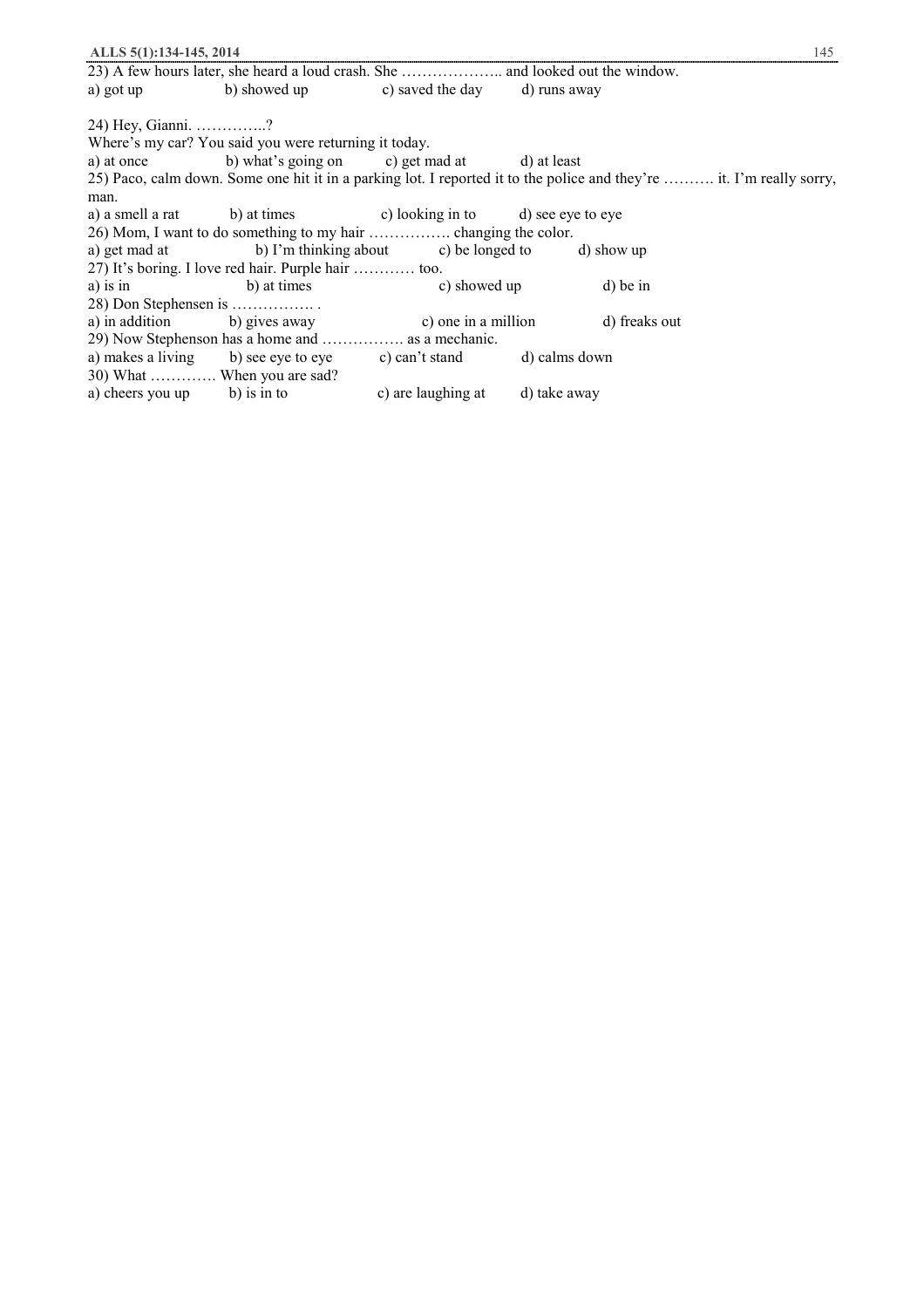23) A few hours later, she heard a loud crash. She ……………….. and looked out the window.
a) got up b) showed up c) saved the day d) runs away

24) Hey, Gianni. …………..?
Where's my car? You said you were returning it today.
a) at once b) what's going on c) get mad at d) at least

25) Paco, calm down. Some one hit it in a parking lot. I reported it to the police and they're ………. it. I'm really sorry, man.
a) a smell a rat b) at times c) looking in to d) see eye to eye

26) Mom, I want to do something to my hair ……………. changing the color.
a) get mad at b) I'm thinking about c) be longed to d) show up

27) It's boring. I love red hair. Purple hair ………… too.
a) is in b) at times c) showed up d) be in

28) Don Stephensen is ……………. .
a) in addition b) gives away c) one in a million d) freaks out

29) Now Stephenson has a home and ……………. as a mechanic.
a) makes a living b) see eye to eye c) can't stand d) calms down

30) What …………. When you are sad?
a) cheers you up b) is in to c) are laughing at d) take away